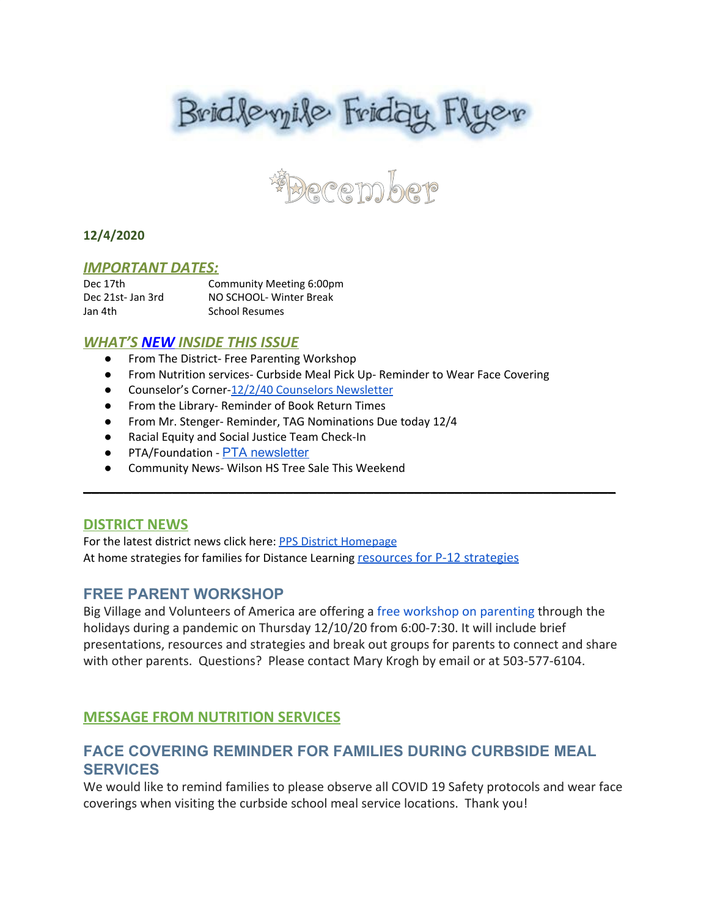# Bridlemile Friday Flyer

## December

**12/4/2020**

## *IMPORTANT DATES:*

| | |
|---|---|
| Dec 17th | Community Meeting 6:00pm |
| Dec 21st- Jan 3rd | NO SCHOOL- Winter Break |
| Jan 4th | School Resumes |

## *WHAT'S NEW INSIDE THIS ISSUE*

- From The District- Free Parenting Workshop
- From Nutrition services- Curbside Meal Pick Up- Reminder to Wear Face Covering
- Counselor's Corner-12/2/40 Counselors Newsletter
- From the Library- Reminder of Book Return Times
- From Mr. Stenger- Reminder, TAG Nominations Due today 12/4
- Racial Equity and Social Justice Team Check-In
- PTA/Foundation - PTA newsletter
- Community News- Wilson HS Tree Sale This Weekend

---

## DISTRICT NEWS

For the latest district news click here: PPS District Homepage
At home strategies for families for Distance Learning resources for P-12 strategies

### FREE PARENT WORKSHOP

Big Village and Volunteers of America are offering a free workshop on parenting through the holidays during a pandemic on Thursday 12/10/20 from 6:00-7:30. It will include brief presentations, resources and strategies and break out groups for parents to connect and share with other parents. Questions? Please contact Mary Krogh by email or at 503-577-6104.

## MESSAGE FROM NUTRITION SERVICES

### FACE COVERING REMINDER FOR FAMILIES DURING CURBSIDE MEAL SERVICES

We would like to remind families to please observe all COVID 19 Safety protocols and wear face coverings when visiting the curbside school meal service locations. Thank you!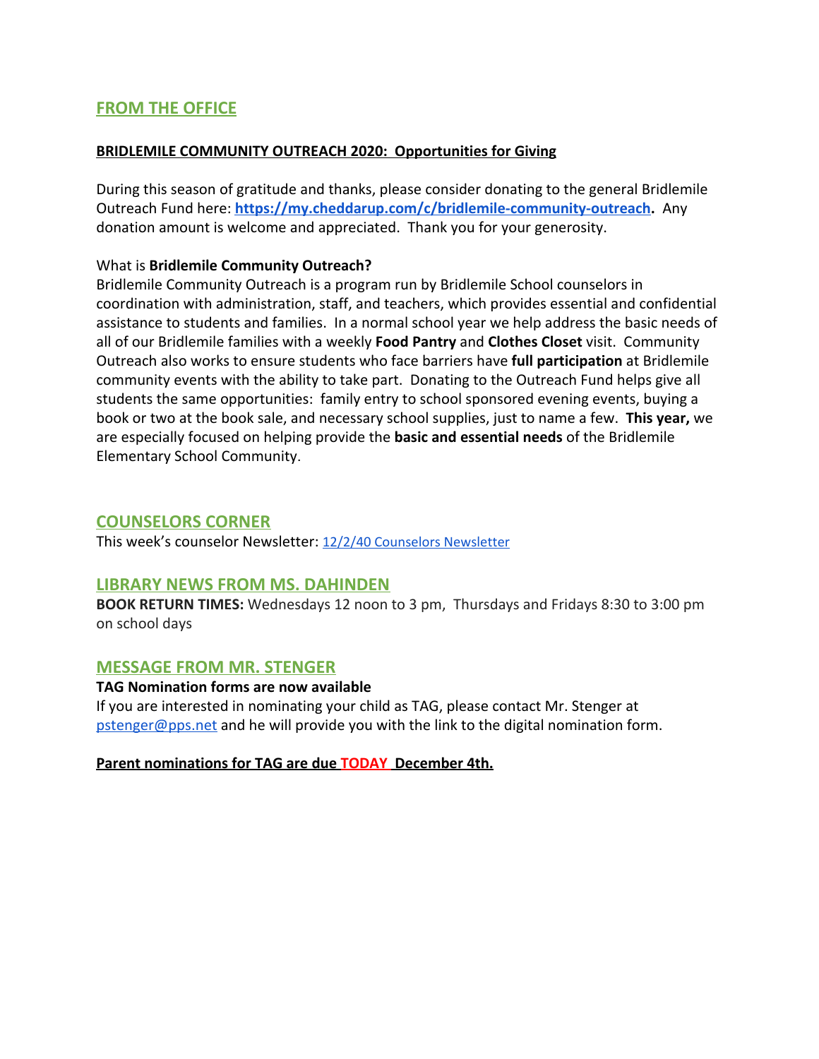## FROM THE OFFICE

**BRIDLEMILE COMMUNITY OUTREACH 2020: Opportunities for Giving**

During this season of gratitude and thanks, please consider donating to the general Bridlemile Outreach Fund here: **https://my.cheddarup.com/c/bridlemile-community-outreach.** Any donation amount is welcome and appreciated. Thank you for your generosity.

What is **Bridlemile Community Outreach?**

Bridlemile Community Outreach is a program run by Bridlemile School counselors in coordination with administration, staff, and teachers, which provides essential and confidential assistance to students and families. In a normal school year we help address the basic needs of all of our Bridlemile families with a weekly **Food Pantry** and **Clothes Closet** visit. Community Outreach also works to ensure students who face barriers have **full participation** at Bridlemile community events with the ability to take part. Donating to the Outreach Fund helps give all students the same opportunities: family entry to school sponsored evening events, buying a book or two at the book sale, and necessary school supplies, just to name a few. **This year,** we are especially focused on helping provide the **basic and essential needs** of the Bridlemile Elementary School Community.

## COUNSELORS CORNER

This week's counselor Newsletter: 12/2/40 Counselors Newsletter

## LIBRARY NEWS FROM MS. DAHINDEN

**BOOK RETURN TIMES:** Wednesdays 12 noon to 3 pm, Thursdays and Fridays 8:30 to 3:00 pm on school days

## MESSAGE FROM MR. STENGER

**TAG Nomination forms are now available**

If you are interested in nominating your child as TAG, please contact Mr. Stenger at pstenger@pps.net and he will provide you with the link to the digital nomination form.

**Parent nominations for TAG are due TODAY December 4th.**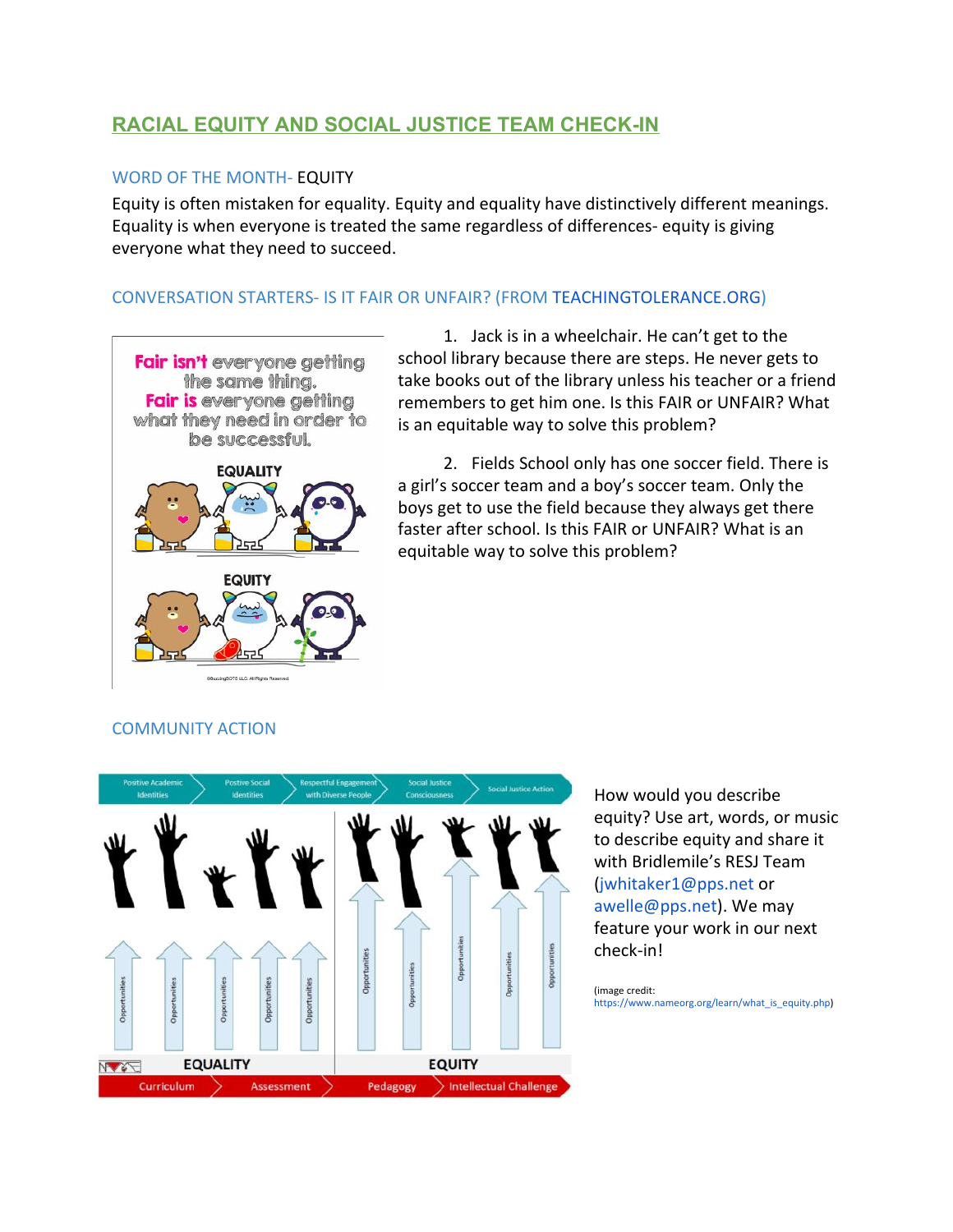## RACIAL EQUITY AND SOCIAL JUSTICE TEAM CHECK-IN

### WORD OF THE MONTH- EQUITY

Equity is often mistaken for equality. Equity and equality have distinctively different meanings. Equality is when everyone is treated the same regardless of differences- equity is giving everyone what they need to succeed.

### CONVERSATION STARTERS- IS IT FAIR OR UNFAIR? (FROM TEACHINGTOLERANCE.ORG)

Fair isn't everyone getting the same thing.
Fair is everyone getting what they need in order to be successful.

EQUALITY

EQUITY

1. Jack is in a wheelchair. He can't get to the school library because there are steps. He never gets to take books out of the library unless his teacher or a friend remembers to get him one. Is this FAIR or UNFAIR? What is an equitable way to solve this problem?

2. Fields School only has one soccer field. There is a girl's soccer team and a boy's soccer team. Only the boys get to use the field because they always get there faster after school. Is this FAIR or UNFAIR? What is an equitable way to solve this problem?

### COMMUNITY ACTION

Positive Academic Identities > Postive Social Identities > Respectful Engagement with Diverse People > Social Justice Consciousness > Social Justice Action

EQUALITY | EQUITY

Curriculum > Assessment > Pedagogy > Intellectual Challenge

How would you describe equity? Use art, words, or music to describe equity and share it with Bridlemile's RESJ Team (jwhitaker1@pps.net or awelle@pps.net). We may feature your work in our next check-in!

(image credit: https://www.nameorg.org/learn/what_is_equity.php)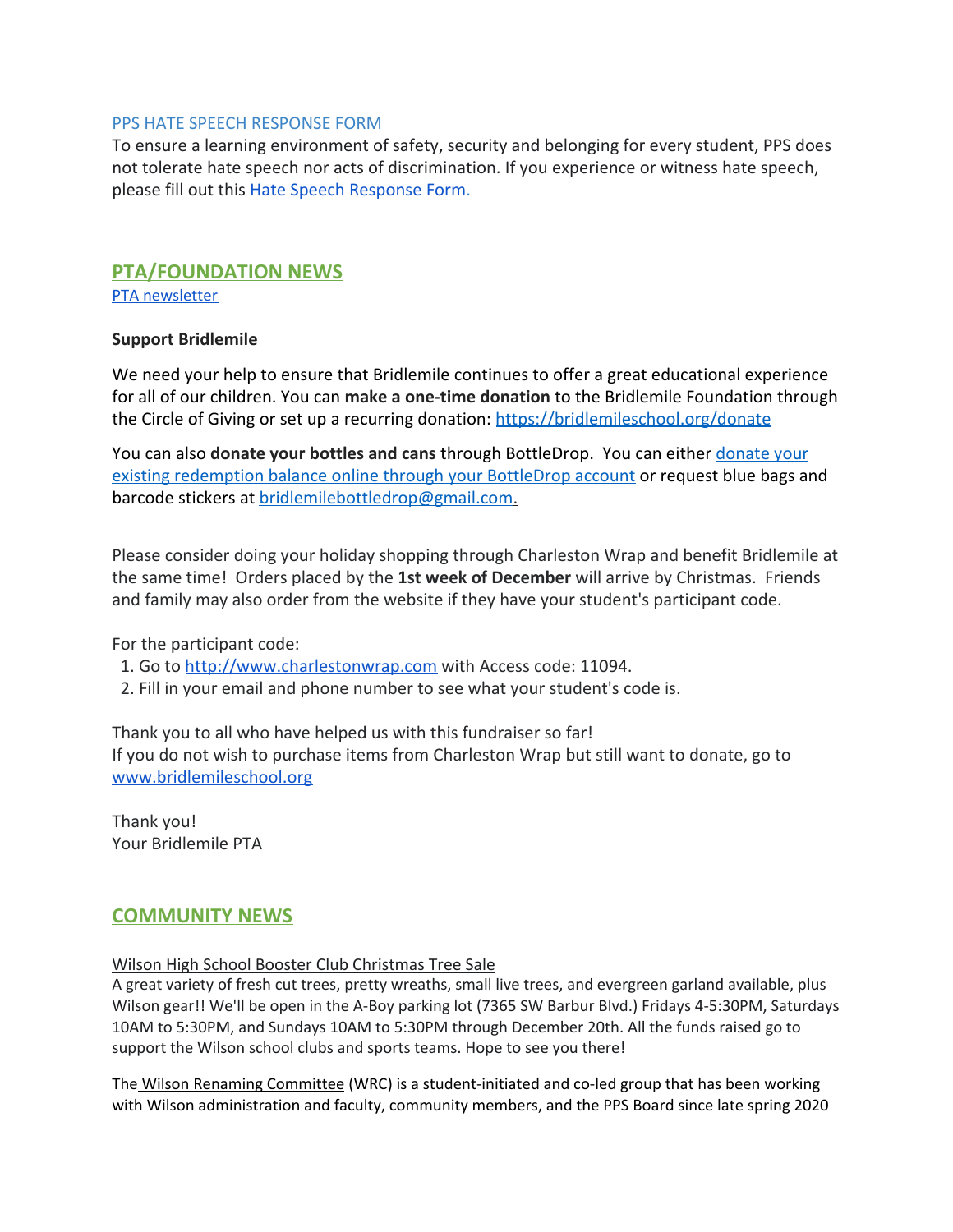PPS HATE SPEECH RESPONSE FORM

To ensure a learning environment of safety, security and belonging for every student, PPS does not tolerate hate speech nor acts of discrimination. If you experience or witness hate speech, please fill out this Hate Speech Response Form.

## PTA/FOUNDATION NEWS

PTA newsletter

**Support Bridlemile**

We need your help to ensure that Bridlemile continues to offer a great educational experience for all of our children. You can **make a one-time donation** to the Bridlemile Foundation through the Circle of Giving or set up a recurring donation: https://bridlemileschool.org/donate

You can also **donate your bottles and cans** through BottleDrop. You can either donate your existing redemption balance online through your BottleDrop account or request blue bags and barcode stickers at bridlemilebottledrop@gmail.com.

Please consider doing your holiday shopping through Charleston Wrap and benefit Bridlemile at the same time! Orders placed by the **1st week of December** will arrive by Christmas. Friends and family may also order from the website if they have your student's participant code.

For the participant code:

1. Go to http://www.charlestonwrap.com with Access code: 11094.
2. Fill in your email and phone number to see what your student's code is.

Thank you to all who have helped us with this fundraiser so far!
If you do not wish to purchase items from Charleston Wrap but still want to donate, go to www.bridlemileschool.org

Thank you!
Your Bridlemile PTA

## COMMUNITY NEWS

Wilson High School Booster Club Christmas Tree Sale

A great variety of fresh cut trees, pretty wreaths, small live trees, and evergreen garland available, plus Wilson gear!! We'll be open in the A-Boy parking lot (7365 SW Barbur Blvd.) Fridays 4-5:30PM, Saturdays 10AM to 5:30PM, and Sundays 10AM to 5:30PM through December 20th. All the funds raised go to support the Wilson school clubs and sports teams. Hope to see you there!

The Wilson Renaming Committee (WRC) is a student-initiated and co-led group that has been working with Wilson administration and faculty, community members, and the PPS Board since late spring 2020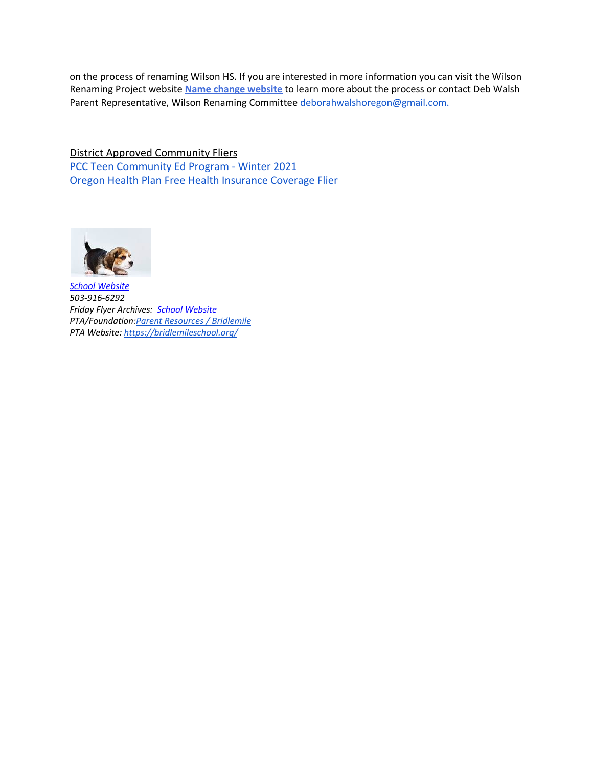on the process of renaming Wilson HS. If you are interested in more information you can visit the Wilson Renaming Project website **Name change website** to learn more about the process or contact Deb Walsh Parent Representative, Wilson Renaming Committee deborahwalshoregon@gmail.com.

District Approved Community Fliers

PCC Teen Community Ed Program - Winter 2021

Oregon Health Plan Free Health Insurance Coverage Flier

*School Website*

*503-916-6292*

*Friday Flyer Archives: School Website*

*PTA/Foundation: Parent Resources / Bridlemile*

*PTA Website: https://bridlemileschool.org/*